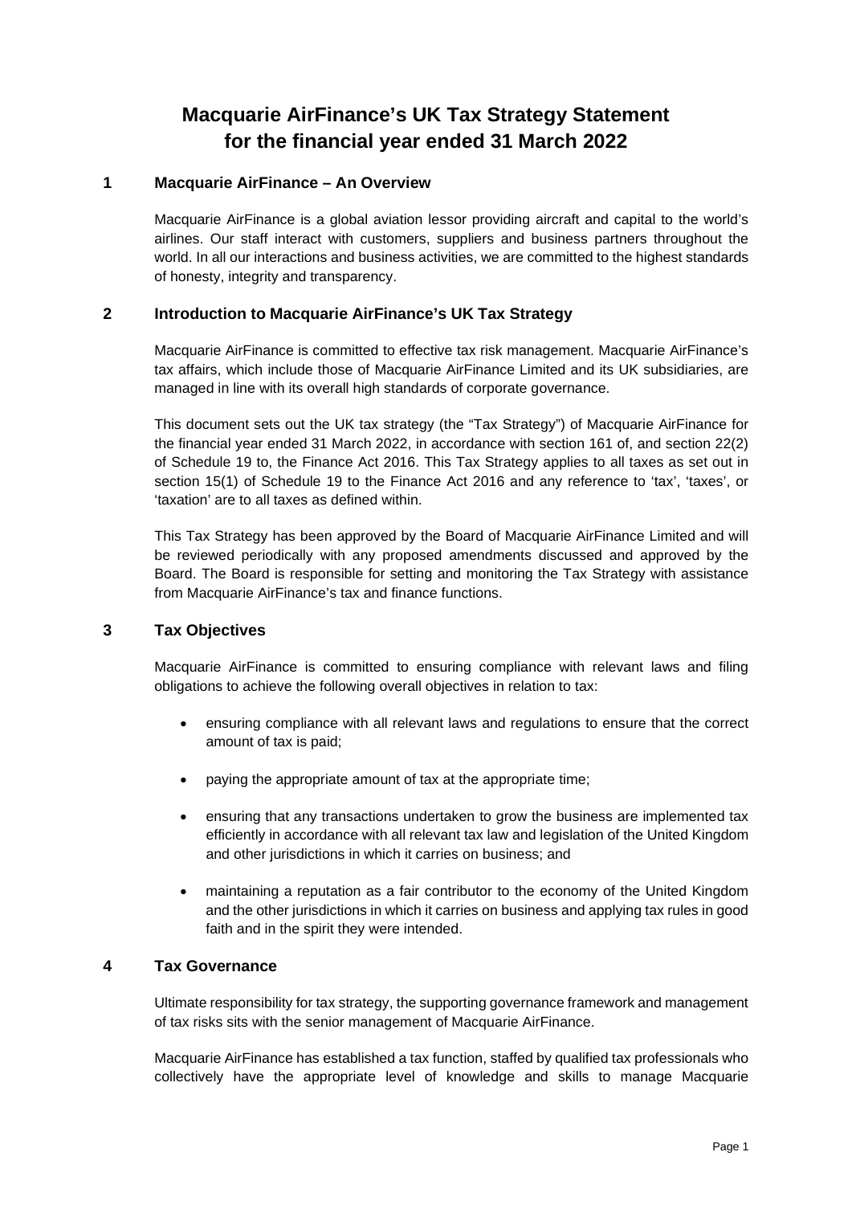# Macquarie AirFinance's UK Tax Strategy Statement for the financial year ended 31 March 2022

## 1 Macquarie AirFinance – An Overview

Macquarie AirFinance is a global aviation lessor providing aircraft and capital to the world's airlines. Our staff interact with customers, suppliers and business partners throughout the world. In all our interactions and business activities, we are committed to the highest standards of honesty, integrity and transparency.

## 2 Introduction to Macquarie AirFinance's UK Tax Strategy

Macquarie AirFinance is committed to effective tax risk management. Macquarie AirFinance's tax affairs, which include those of Macquarie AirFinance Limited and its UK subsidiaries, are managed in line with its overall high standards of corporate governance.

This document sets out the UK tax strategy (the "Tax Strategy") of Macquarie AirFinance for the financial year ended 31 March 2022, in accordance with section 161 of, and section 22(2) of Schedule 19 to, the Finance Act 2016. This Tax Strategy applies to all taxes as set out in section 15(1) of Schedule 19 to the Finance Act 2016 and any reference to 'tax', 'taxes', or 'taxation' are to all taxes as defined within.

This Tax Strategy has been approved by the Board of Macquarie AirFinance Limited and will be reviewed periodically with any proposed amendments discussed and approved by the Board. The Board is responsible for setting and monitoring the Tax Strategy with assistance from Macquarie AirFinance's tax and finance functions.

## 3 Tax Objectives

Macquarie AirFinance is committed to ensuring compliance with relevant laws and filing obligations to achieve the following overall objectives in relation to tax:

- ensuring compliance with all relevant laws and regulations to ensure that the correct amount of tax is paid;
- paying the appropriate amount of tax at the appropriate time;
- ensuring that any transactions undertaken to grow the business are implemented tax efficiently in accordance with all relevant tax law and legislation of the United Kingdom and other jurisdictions in which it carries on business; and
- maintaining a reputation as a fair contributor to the economy of the United Kingdom and the other jurisdictions in which it carries on business and applying tax rules in good faith and in the spirit they were intended.

## 4 Tax Governance

Ultimate responsibility for tax strategy, the supporting governance framework and management of tax risks sits with the senior management of Macquarie AirFinance.

Macquarie AirFinance has established a tax function, staffed by qualified tax professionals who collectively have the appropriate level of knowledge and skills to manage Macquarie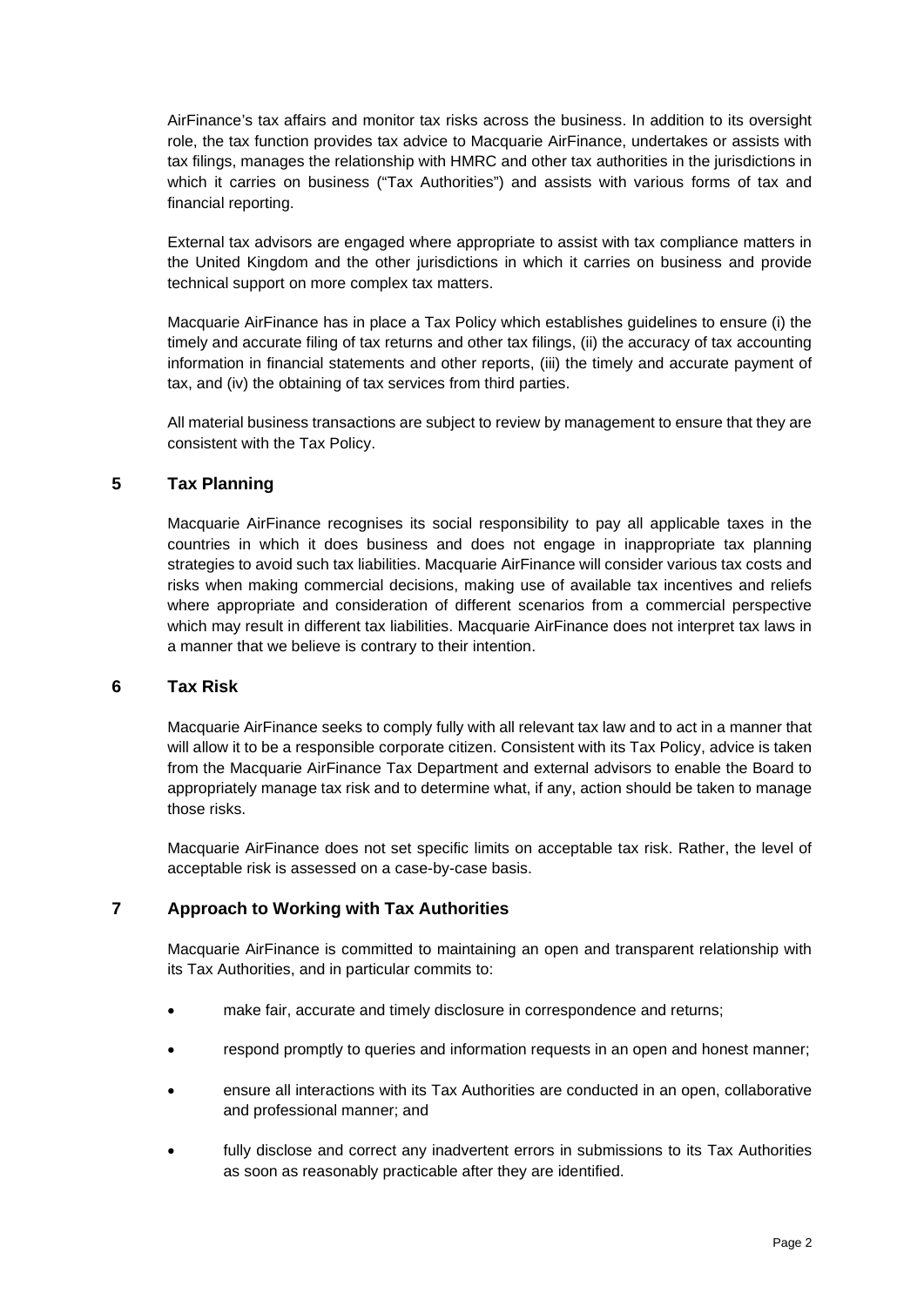AirFinance's tax affairs and monitor tax risks across the business. In addition to its oversight role, the tax function provides tax advice to Macquarie AirFinance, undertakes or assists with tax filings, manages the relationship with HMRC and other tax authorities in the jurisdictions in which it carries on business ("Tax Authorities") and assists with various forms of tax and financial reporting.

External tax advisors are engaged where appropriate to assist with tax compliance matters in the United Kingdom and the other jurisdictions in which it carries on business and provide technical support on more complex tax matters.

Macquarie AirFinance has in place a Tax Policy which establishes guidelines to ensure (i) the timely and accurate filing of tax returns and other tax filings, (ii) the accuracy of tax accounting information in financial statements and other reports, (iii) the timely and accurate payment of tax, and (iv) the obtaining of tax services from third parties.

All material business transactions are subject to review by management to ensure that they are consistent with the Tax Policy.

## 5 Tax Planning

Macquarie AirFinance recognises its social responsibility to pay all applicable taxes in the countries in which it does business and does not engage in inappropriate tax planning strategies to avoid such tax liabilities. Macquarie AirFinance will consider various tax costs and risks when making commercial decisions, making use of available tax incentives and reliefs where appropriate and consideration of different scenarios from a commercial perspective which may result in different tax liabilities. Macquarie AirFinance does not interpret tax laws in a manner that we believe is contrary to their intention.

## 6 Tax Risk

Macquarie AirFinance seeks to comply fully with all relevant tax law and to act in a manner that will allow it to be a responsible corporate citizen. Consistent with its Tax Policy, advice is taken from the Macquarie AirFinance Tax Department and external advisors to enable the Board to appropriately manage tax risk and to determine what, if any, action should be taken to manage those risks.

Macquarie AirFinance does not set specific limits on acceptable tax risk. Rather, the level of acceptable risk is assessed on a case-by-case basis.

## 7 Approach to Working with Tax Authorities

Macquarie AirFinance is committed to maintaining an open and transparent relationship with its Tax Authorities, and in particular commits to:

- make fair, accurate and timely disclosure in correspondence and returns;
- respond promptly to queries and information requests in an open and honest manner;
- ensure all interactions with its Tax Authorities are conducted in an open, collaborative and professional manner; and
- fully disclose and correct any inadvertent errors in submissions to its Tax Authorities as soon as reasonably practicable after they are identified.